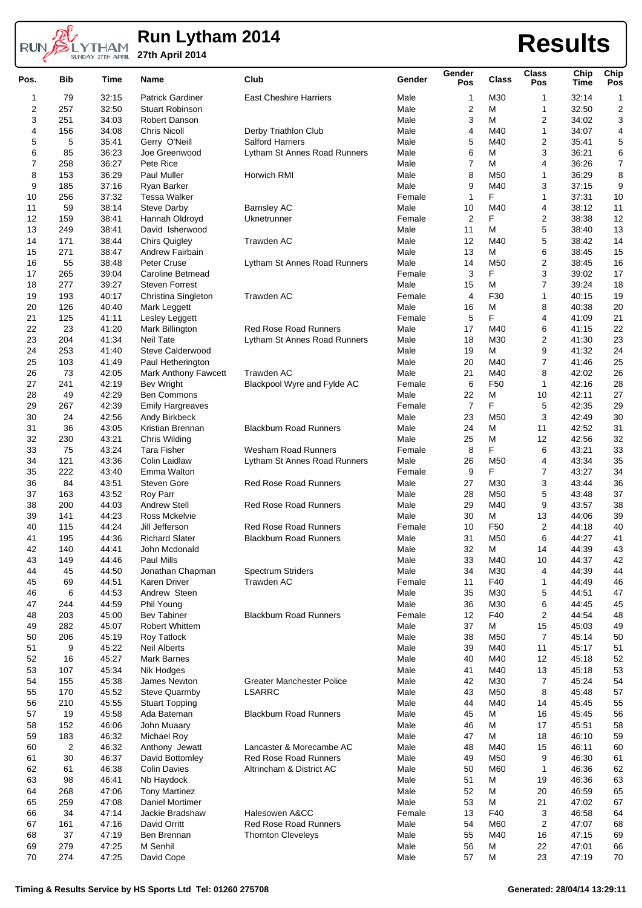# Run Lytham 2014

27th April 2014

# Results

| Pos. | Bib | Time | Name | Club | Gender | Gender Pos | Class | Class Pos | Chip Time | Chip Pos |
|---|---|---|---|---|---|---|---|---|---|---|
| 1 | 79 | 32:15 | Patrick Gardiner | East Cheshire Harriers | Male | 1 | M30 | 1 | 32:14 | 1 |
| 2 | 257 | 32:50 | Stuart Robinson | | Male | 2 | M | 1 | 32:50 | 2 |
| 3 | 251 | 34:03 | Robert Danson | | Male | 3 | M | 2 | 34:02 | 3 |
| 4 | 156 | 34:08 | Chris Nicoll | Derby Triathlon Club | Male | 4 | M40 | 1 | 34:07 | 4 |
| 5 | 5 | 35:41 | Gerry O'Neill | Salford Harriers | Male | 5 | M40 | 2 | 35:41 | 5 |
| 6 | 85 | 36:23 | Joe Greenwood | Lytham St Annes Road Runners | Male | 6 | M | 3 | 36:21 | 6 |
| 7 | 258 | 36:27 | Pete Rice | | Male | 7 | M | 4 | 36:26 | 7 |
| 8 | 153 | 36:29 | Paul Muller | Horwich RMI | Male | 8 | M50 | 1 | 36:29 | 8 |
| 9 | 185 | 37:16 | Ryan Barker | | Male | 9 | M40 | 3 | 37:15 | 9 |
| 10 | 256 | 37:32 | Tessa Walker | | Female | 1 | F | 1 | 37:31 | 10 |
| 11 | 59 | 38:14 | Steve Darby | Barnsley AC | Male | 10 | M40 | 4 | 38:12 | 11 |
| 12 | 159 | 38:41 | Hannah Oldroyd | Uknetrunner | Female | 2 | F | 2 | 38:38 | 12 |
| 13 | 249 | 38:41 | David Isherwood | | Male | 11 | M | 5 | 38:40 | 13 |
| 14 | 171 | 38:44 | Chirs Quigley | Trawden AC | Male | 12 | M40 | 5 | 38:42 | 14 |
| 15 | 271 | 38:47 | Andrew Fairbain | | Male | 13 | M | 6 | 38:45 | 15 |
| 16 | 55 | 38:48 | Peter Cruse | Lytham St Annes Road Runners | Male | 14 | M50 | 2 | 38:45 | 16 |
| 17 | 265 | 39:04 | Caroline Betmead | | Female | 3 | F | 3 | 39:02 | 17 |
| 18 | 277 | 39:27 | Steven Forrest | | Male | 15 | M | 7 | 39:24 | 18 |
| 19 | 193 | 40:17 | Christina Singleton | Trawden AC | Female | 4 | F30 | 1 | 40:15 | 19 |
| 20 | 126 | 40:40 | Mark Leggett | | Male | 16 | M | 8 | 40:38 | 20 |
| 21 | 125 | 41:11 | Lesley Leggett | | Female | 5 | F | 4 | 41:09 | 21 |
| 22 | 23 | 41:20 | Mark Billington | Red Rose Road Runners | Male | 17 | M40 | 6 | 41:15 | 22 |
| 23 | 204 | 41:34 | Neil Tate | Lytham St Annes Road Runners | Male | 18 | M30 | 2 | 41:30 | 23 |
| 24 | 253 | 41:40 | Steve Calderwood | | Male | 19 | M | 9 | 41:32 | 24 |
| 25 | 103 | 41:49 | Paul Hetherington | | Male | 20 | M40 | 7 | 41:46 | 25 |
| 26 | 73 | 42:05 | Mark Anthony Fawcett | Trawden AC | Male | 21 | M40 | 8 | 42:02 | 26 |
| 27 | 241 | 42:19 | Bev Wright | Blackpool Wyre and Fylde AC | Female | 6 | F50 | 1 | 42:16 | 28 |
| 28 | 49 | 42:29 | Ben Commons | | Male | 22 | M | 10 | 42:11 | 27 |
| 29 | 267 | 42:39 | Emily Hargreaves | | Female | 7 | F | 5 | 42:35 | 29 |
| 30 | 24 | 42:56 | Andy Birkbeck | | Male | 23 | M50 | 3 | 42:49 | 30 |
| 31 | 36 | 43:05 | Kristian Brennan | Blackburn Road Runners | Male | 24 | M | 11 | 42:52 | 31 |
| 32 | 230 | 43:21 | Chris Wilding | | Male | 25 | M | 12 | 42:56 | 32 |
| 33 | 75 | 43:24 | Tara Fisher | Wesham Road Runners | Female | 8 | F | 6 | 43:21 | 33 |
| 34 | 121 | 43:36 | Colin Laidlaw | Lytham St Annes Road Runners | Male | 26 | M50 | 4 | 43:34 | 35 |
| 35 | 222 | 43:40 | Emma Walton | | Female | 9 | F | 7 | 43:27 | 34 |
| 36 | 84 | 43:51 | Steven Gore | Red Rose Road Runners | Male | 27 | M30 | 3 | 43:44 | 36 |
| 37 | 163 | 43:52 | Roy Parr | | Male | 28 | M50 | 5 | 43:48 | 37 |
| 38 | 200 | 44:03 | Andrew Stell | Red Rose Road Runners | Male | 29 | M40 | 9 | 43:57 | 38 |
| 39 | 141 | 44:23 | Ross Mckelvie | | Male | 30 | M | 13 | 44:06 | 39 |
| 40 | 115 | 44:24 | Jill Jefferson | Red Rose Road Runners | Female | 10 | F50 | 2 | 44:18 | 40 |
| 41 | 195 | 44:36 | Richard Slater | Blackburn Road Runners | Male | 31 | M50 | 6 | 44:27 | 41 |
| 42 | 140 | 44:41 | John Mcdonald | | Male | 32 | M | 14 | 44:39 | 43 |
| 43 | 149 | 44:46 | Paul Mills | | Male | 33 | M40 | 10 | 44:37 | 42 |
| 44 | 45 | 44:50 | Jonathan Chapman | Spectrum Striders | Male | 34 | M30 | 4 | 44:39 | 44 |
| 45 | 69 | 44:51 | Karen Driver | Trawden AC | Female | 11 | F40 | 1 | 44:49 | 46 |
| 46 | 6 | 44:53 | Andrew Steen | | Male | 35 | M30 | 5 | 44:51 | 47 |
| 47 | 244 | 44:59 | Phil Young | | Male | 36 | M30 | 6 | 44:45 | 45 |
| 48 | 203 | 45:00 | Bev Tabiner | Blackburn Road Runners | Female | 12 | F40 | 2 | 44:54 | 48 |
| 49 | 282 | 45:07 | Robert Whittem | | Male | 37 | M | 15 | 45:03 | 49 |
| 50 | 206 | 45:19 | Roy Tatlock | | Male | 38 | M50 | 7 | 45:14 | 50 |
| 51 | 9 | 45:22 | Neil Alberts | | Male | 39 | M40 | 11 | 45:17 | 51 |
| 52 | 16 | 45:27 | Mark Barnes | | Male | 40 | M40 | 12 | 45:18 | 52 |
| 53 | 107 | 45:34 | Nik Hodges | | Male | 41 | M40 | 13 | 45:18 | 53 |
| 54 | 155 | 45:38 | James Newton | Greater Manchester Police | Male | 42 | M30 | 7 | 45:24 | 54 |
| 55 | 170 | 45:52 | Steve Quarmby | LSARRC | Male | 43 | M50 | 8 | 45:48 | 57 |
| 56 | 210 | 45:55 | Stuart Topping | | Male | 44 | M40 | 14 | 45:45 | 55 |
| 57 | 19 | 45:58 | Ada Bateman | Blackburn Road Runners | Male | 45 | M | 16 | 45:45 | 56 |
| 58 | 152 | 46:06 | John Muaary | | Male | 46 | M | 17 | 45:51 | 58 |
| 59 | 183 | 46:32 | Michael Roy | | Male | 47 | M | 18 | 46:10 | 59 |
| 60 | 2 | 46:32 | Anthony Jewatt | Lancaster & Morecambe AC | Male | 48 | M40 | 15 | 46:11 | 60 |
| 61 | 30 | 46:37 | David Bottomley | Red Rose Road Runners | Male | 49 | M50 | 9 | 46:30 | 61 |
| 62 | 61 | 46:38 | Colin Davies | Altrincham & District AC | Male | 50 | M60 | 1 | 46:36 | 62 |
| 63 | 98 | 46:41 | Nb Haydock | | Male | 51 | M | 19 | 46:36 | 63 |
| 64 | 268 | 47:06 | Tony Martinez | | Male | 52 | M | 20 | 46:59 | 65 |
| 65 | 259 | 47:08 | Daniel Mortimer | | Male | 53 | M | 21 | 47:02 | 67 |
| 66 | 34 | 47:14 | Jackie Bradshaw | Halesowen A&CC | Female | 13 | F40 | 3 | 46:58 | 64 |
| 67 | 161 | 47:16 | David Orritt | Red Rose Road Runners | Male | 54 | M60 | 2 | 47:07 | 68 |
| 68 | 37 | 47:19 | Ben Brennan | Thornton Cleveleys | Male | 55 | M40 | 16 | 47:15 | 69 |
| 69 | 279 | 47:25 | M Senhil | | Male | 56 | M | 22 | 47:01 | 66 |
| 70 | 274 | 47:25 | David Cope | | Male | 57 | M | 23 | 47:19 | 70 |

Timing & Results Service by HS Sports Ltd Tel: 01260 275708

Generated: 28/04/14 13:29:11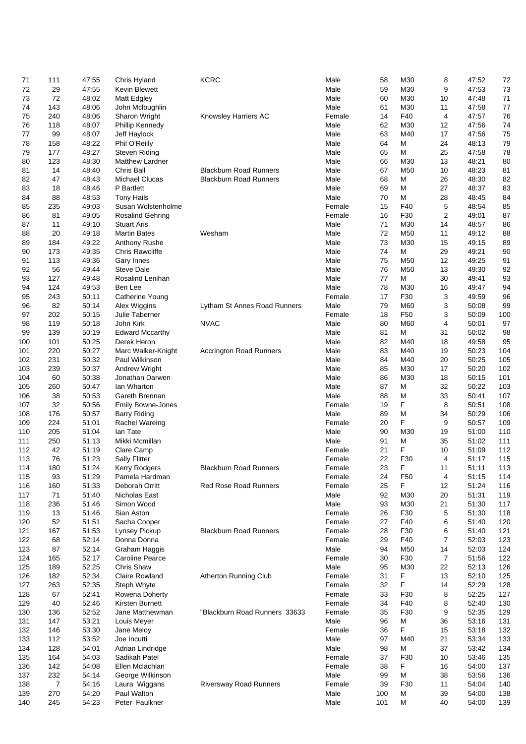| | | | | | | | | | | |
|---|---|---|---|---|---|---|---|---|---|---|
| 71 | 111 | 47:55 | Chris Hyland | KCRC | Male | 58 | M30 | 8 | 47:52 | 72 |
| 72 | 29 | 47:55 | Kevin Blewett | | Male | 59 | M30 | 9 | 47:53 | 73 |
| 73 | 72 | 48:02 | Matt Edgley | | Male | 60 | M30 | 10 | 47:48 | 71 |
| 74 | 143 | 48:06 | John Mcloughlin | | Male | 61 | M30 | 11 | 47:58 | 77 |
| 75 | 240 | 48:06 | Sharon Wright | Knowsley Harriers AC | Female | 14 | F40 | 4 | 47:57 | 76 |
| 76 | 118 | 48:07 | Phillip Kennedy | | Male | 62 | M30 | 12 | 47:56 | 74 |
| 77 | 99 | 48:07 | Jeff Haylock | | Male | 63 | M40 | 17 | 47:56 | 75 |
| 78 | 158 | 48:22 | Phil O'Reilly | | Male | 64 | M | 24 | 48:13 | 79 |
| 79 | 177 | 48:27 | Steven Riding | | Male | 65 | M | 25 | 47:58 | 78 |
| 80 | 123 | 48:30 | Matthew Lardner | | Male | 66 | M30 | 13 | 48:21 | 80 |
| 81 | 14 | 48:40 | Chris Ball | Blackburn Road Runners | Male | 67 | M50 | 10 | 48:23 | 81 |
| 82 | 47 | 48:43 | Michael Clucas | Blackburn Road Runners | Male | 68 | M | 26 | 48:30 | 82 |
| 83 | 18 | 48:46 | P Bartlett | | Male | 69 | M | 27 | 48:37 | 83 |
| 84 | 88 | 48:53 | Tony Hails | | Male | 70 | M | 28 | 48:45 | 84 |
| 85 | 235 | 49:03 | Susan Wolstenholme | | Female | 15 | F40 | 5 | 48:54 | 85 |
| 86 | 81 | 49:05 | Rosalind Gehring | | Female | 16 | F30 | 2 | 49:01 | 87 |
| 87 | 11 | 49:10 | Stuart Aris | | Male | 71 | M30 | 14 | 48:57 | 86 |
| 88 | 20 | 49:18 | Martin Bates | Wesham | Male | 72 | M50 | 11 | 49:12 | 88 |
| 89 | 184 | 49:22 | Anthony Rushe | | Male | 73 | M30 | 15 | 49:15 | 89 |
| 90 | 173 | 49:35 | Chris Rawcliffe | | Male | 74 | M | 29 | 49:21 | 90 |
| 91 | 113 | 49:36 | Gary Innes | | Male | 75 | M50 | 12 | 49:25 | 91 |
| 92 | 56 | 49:44 | Steve Dale | | Male | 76 | M50 | 13 | 49:30 | 92 |
| 93 | 127 | 49:48 | Rosalind Lenihan | | Male | 77 | M | 30 | 49:41 | 93 |
| 94 | 124 | 49:53 | Ben Lee | | Male | 78 | M30 | 16 | 49:47 | 94 |
| 95 | 243 | 50:11 | Catherine Young | | Female | 17 | F30 | 3 | 49:59 | 96 |
| 96 | 82 | 50:14 | Alex Wiggins | Lytham St Annes Road Runners | Male | 79 | M60 | 3 | 50:08 | 99 |
| 97 | 202 | 50:15 | Julie Taberner | | Female | 18 | F50 | 3 | 50:09 | 100 |
| 98 | 119 | 50:18 | John Kirk | NVAC | Male | 80 | M60 | 4 | 50:01 | 97 |
| 99 | 139 | 50:19 | Edward Mccarthy | | Male | 81 | M | 31 | 50:02 | 98 |
| 100 | 101 | 50:25 | Derek Heron | | Male | 82 | M40 | 18 | 49:58 | 95 |
| 101 | 220 | 50:27 | Marc Walker-Knight | Accrington Road Runners | Male | 83 | M40 | 19 | 50:23 | 104 |
| 102 | 231 | 50:32 | Paul Wilkinson | | Male | 84 | M40 | 20 | 50:25 | 105 |
| 103 | 239 | 50:37 | Andrew Wright | | Male | 85 | M30 | 17 | 50:20 | 102 |
| 104 | 60 | 50:38 | Jonathan Darwen | | Male | 86 | M30 | 18 | 50:15 | 101 |
| 105 | 260 | 50:47 | Ian Wharton | | Male | 87 | M | 32 | 50:22 | 103 |
| 106 | 38 | 50:53 | Gareth Brennan | | Male | 88 | M | 33 | 50:41 | 107 |
| 107 | 32 | 50:56 | Emily Bowne-Jones | | Female | 19 | F | 8 | 50:51 | 108 |
| 108 | 176 | 50:57 | Barry Riding | | Male | 89 | M | 34 | 50:29 | 106 |
| 109 | 224 | 51:01 | Rachel Wareing | | Female | 20 | F | 9 | 50:57 | 109 |
| 110 | 205 | 51:04 | Ian Tate | | Male | 90 | M30 | 19 | 51:00 | 110 |
| 111 | 250 | 51:13 | Mikki Mcmillan | | Male | 91 | M | 35 | 51:02 | 111 |
| 112 | 42 | 51:19 | Clare Camp | | Female | 21 | F | 10 | 51:09 | 112 |
| 113 | 76 | 51:23 | Sally Flitter | | Female | 22 | F30 | 4 | 51:17 | 115 |
| 114 | 180 | 51:24 | Kerry Rodgers | Blackburn Road Runners | Female | 23 | F | 11 | 51:11 | 113 |
| 115 | 93 | 51:29 | Pamela Hardman | | Female | 24 | F50 | 4 | 51:15 | 114 |
| 116 | 160 | 51:33 | Deborah Orritt | Red Rose Road Runners | Female | 25 | F | 12 | 51:24 | 116 |
| 117 | 71 | 51:40 | Nicholas East | | Male | 92 | M30 | 20 | 51:31 | 119 |
| 118 | 236 | 51:46 | Simon Wood | | Male | 93 | M30 | 21 | 51:30 | 117 |
| 119 | 13 | 51:46 | Sian Aston | | Female | 26 | F30 | 5 | 51:30 | 118 |
| 120 | 52 | 51:51 | Sacha Cooper | | Female | 27 | F40 | 6 | 51:40 | 120 |
| 121 | 167 | 51:53 | Lynsey Pickup | Blackburn Road Runners | Female | 28 | F30 | 6 | 51:40 | 121 |
| 122 | 68 | 52:14 | Donna Donna | | Female | 29 | F40 | 7 | 52:03 | 123 |
| 123 | 87 | 52:14 | Graham Haggis | | Male | 94 | M50 | 14 | 52:03 | 124 |
| 124 | 165 | 52:17 | Caroline Pearce | | Female | 30 | F30 | 7 | 51:56 | 122 |
| 125 | 189 | 52:25 | Chris Shaw | | Male | 95 | M30 | 22 | 52:13 | 126 |
| 126 | 182 | 52:34 | Claire Rowland | Atherton Running Club | Female | 31 | F | 13 | 52:10 | 125 |
| 127 | 263 | 52:35 | Steph Whyte | | Female | 32 | F | 14 | 52:29 | 128 |
| 128 | 67 | 52:41 | Rowena Doherty | | Female | 33 | F30 | 8 | 52:25 | 127 |
| 129 | 40 | 52:46 | Kirsten Burnett | | Female | 34 | F40 | 8 | 52:40 | 130 |
| 130 | 136 | 52:52 | Jane Matthewman | "Blackburn Road Runners 33633 | Female | 35 | F30 | 9 | 52:35 | 129 |
| 131 | 147 | 53:21 | Louis Meyer | | Male | 96 | M | 36 | 53:16 | 131 |
| 132 | 146 | 53:30 | Jane Meloy | | Female | 36 | F | 15 | 53:18 | 132 |
| 133 | 112 | 53:52 | Joe Incutti | | Male | 97 | M40 | 21 | 53:34 | 133 |
| 134 | 128 | 54:01 | Adrian Lindridge | | Male | 98 | M | 37 | 53:42 | 134 |
| 135 | 164 | 54:03 | Sadikah Patel | | Female | 37 | F30 | 10 | 53:46 | 135 |
| 136 | 142 | 54:08 | Ellen Mclachlan | | Female | 38 | F | 16 | 54:00 | 137 |
| 137 | 232 | 54:14 | George Wilkinson | | Male | 99 | M | 38 | 53:56 | 136 |
| 138 | 7 | 54:16 | Laura Wiggans | Riversway Road Runners | Female | 39 | F30 | 11 | 54:04 | 140 |
| 139 | 270 | 54:20 | Paul Walton | | Male | 100 | M | 39 | 54:00 | 138 |
| 140 | 245 | 54:23 | Peter Faulkner | | Male | 101 | M | 40 | 54:00 | 139 |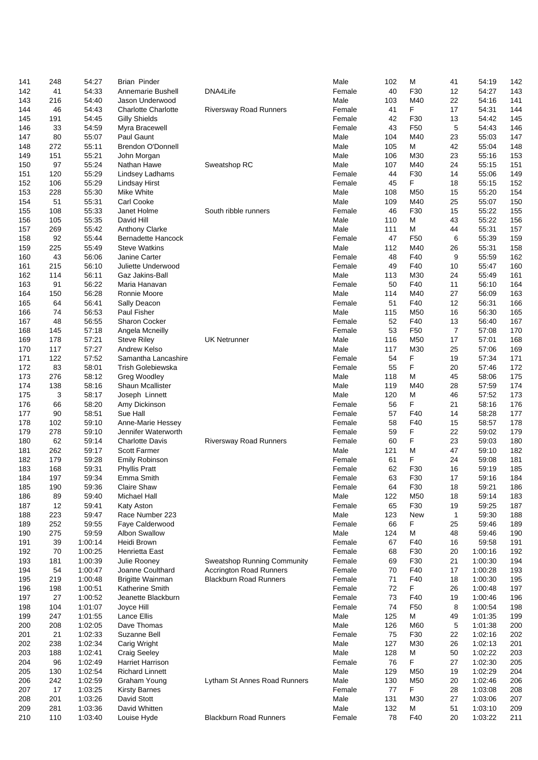| | | | | | | | | | | |
|---|---|---|---|---|---|---|---|---|---|---|
| 141 | 248 | 54:27 | Brian Pinder | | Male | 102 | M | 41 | 54:19 | 142 |
| 142 | 41 | 54:33 | Annemarie Bushell | DNA4Life | Female | 40 | F30 | 12 | 54:27 | 143 |
| 143 | 216 | 54:40 | Jason Underwood | | Male | 103 | M40 | 22 | 54:16 | 141 |
| 144 | 46 | 54:43 | Charlotte Charlotte | Riversway Road Runners | Female | 41 | F | 17 | 54:31 | 144 |
| 145 | 191 | 54:45 | Gilly Shields | | Female | 42 | F30 | 13 | 54:42 | 145 |
| 146 | 33 | 54:59 | Myra Bracewell | | Female | 43 | F50 | 5 | 54:43 | 146 |
| 147 | 80 | 55:07 | Paul Gaunt | | Male | 104 | M40 | 23 | 55:03 | 147 |
| 148 | 272 | 55:11 | Brendon O'Donnell | | Male | 105 | M | 42 | 55:04 | 148 |
| 149 | 151 | 55:21 | John Morgan | | Male | 106 | M30 | 23 | 55:16 | 153 |
| 150 | 97 | 55:24 | Nathan Hawe | Sweatshop RC | Male | 107 | M40 | 24 | 55:15 | 151 |
| 151 | 120 | 55:29 | Lindsey Ladhams | | Female | 44 | F30 | 14 | 55:06 | 149 |
| 152 | 106 | 55:29 | Lindsay Hirst | | Female | 45 | F | 18 | 55:15 | 152 |
| 153 | 228 | 55:30 | Mike White | | Male | 108 | M50 | 15 | 55:20 | 154 |
| 154 | 51 | 55:31 | Carl Cooke | | Male | 109 | M40 | 25 | 55:07 | 150 |
| 155 | 108 | 55:33 | Janet Holme | South ribble runners | Female | 46 | F30 | 15 | 55:22 | 155 |
| 156 | 105 | 55:35 | David Hill | | Male | 110 | M | 43 | 55:22 | 156 |
| 157 | 269 | 55:42 | Anthony Clarke | | Male | 111 | M | 44 | 55:31 | 157 |
| 158 | 92 | 55:44 | Bernadette Hancock | | Female | 47 | F50 | 6 | 55:39 | 159 |
| 159 | 225 | 55:49 | Steve Watkins | | Male | 112 | M40 | 26 | 55:31 | 158 |
| 160 | 43 | 56:06 | Janine Carter | | Female | 48 | F40 | 9 | 55:59 | 162 |
| 161 | 215 | 56:10 | Juliette Underwood | | Female | 49 | F40 | 10 | 55:47 | 160 |
| 162 | 114 | 56:11 | Gaz Jakins-Ball | | Male | 113 | M30 | 24 | 55:49 | 161 |
| 163 | 91 | 56:22 | Maria Hanavan | | Female | 50 | F40 | 11 | 56:10 | 164 |
| 164 | 150 | 56:28 | Ronnie Moore | | Male | 114 | M40 | 27 | 56:09 | 163 |
| 165 | 64 | 56:41 | Sally Deacon | | Female | 51 | F40 | 12 | 56:31 | 166 |
| 166 | 74 | 56:53 | Paul Fisher | | Male | 115 | M50 | 16 | 56:30 | 165 |
| 167 | 48 | 56:55 | Sharon Cocker | | Female | 52 | F40 | 13 | 56:40 | 167 |
| 168 | 145 | 57:18 | Angela Mcneilly | | Female | 53 | F50 | 7 | 57:08 | 170 |
| 169 | 178 | 57:21 | Steve Riley | UK Netrunner | Male | 116 | M50 | 17 | 57:01 | 168 |
| 170 | 117 | 57:27 | Andrew Kelso | | Male | 117 | M30 | 25 | 57:06 | 169 |
| 171 | 122 | 57:52 | Samantha Lancashire | | Female | 54 | F | 19 | 57:34 | 171 |
| 172 | 83 | 58:01 | Trish Golebiewska | | Female | 55 | F | 20 | 57:46 | 172 |
| 173 | 276 | 58:12 | Greg Woodley | | Male | 118 | M | 45 | 58:06 | 175 |
| 174 | 138 | 58:16 | Shaun Mcallister | | Male | 119 | M40 | 28 | 57:59 | 174 |
| 175 | 3 | 58:17 | Joseph Linnett | | Male | 120 | M | 46 | 57:52 | 173 |
| 176 | 66 | 58:20 | Amy Dickinson | | Female | 56 | F | 21 | 58:16 | 176 |
| 177 | 90 | 58:51 | Sue Hall | | Female | 57 | F40 | 14 | 58:28 | 177 |
| 178 | 102 | 59:10 | Anne-Marie Hessey | | Female | 58 | F40 | 15 | 58:57 | 178 |
| 179 | 278 | 59:10 | Jennifer Waterworth | | Female | 59 | F | 22 | 59:02 | 179 |
| 180 | 62 | 59:14 | Charlotte Davis | Riversway Road Runners | Female | 60 | F | 23 | 59:03 | 180 |
| 181 | 262 | 59:17 | Scott Farmer | | Male | 121 | M | 47 | 59:10 | 182 |
| 182 | 179 | 59:28 | Emily Robinson | | Female | 61 | F | 24 | 59:08 | 181 |
| 183 | 168 | 59:31 | Phyllis Pratt | | Female | 62 | F30 | 16 | 59:19 | 185 |
| 184 | 197 | 59:34 | Emma Smith | | Female | 63 | F30 | 17 | 59:16 | 184 |
| 185 | 190 | 59:36 | Claire Shaw | | Female | 64 | F30 | 18 | 59:21 | 186 |
| 186 | 89 | 59:40 | Michael Hall | | Male | 122 | M50 | 18 | 59:14 | 183 |
| 187 | 12 | 59:41 | Katy Aston | | Female | 65 | F30 | 19 | 59:25 | 187 |
| 188 | 223 | 59:47 | Race Number 223 | | Male | 123 | New | 1 | 59:30 | 188 |
| 189 | 252 | 59:55 | Faye Calderwood | | Female | 66 | F | 25 | 59:46 | 189 |
| 190 | 275 | 59:59 | Albon Swallow | | Male | 124 | M | 48 | 59:46 | 190 |
| 191 | 39 | 1:00:14 | Heidi Brown | | Female | 67 | F40 | 16 | 59:58 | 191 |
| 192 | 70 | 1:00:25 | Henrietta East | | Female | 68 | F30 | 20 | 1:00:16 | 192 |
| 193 | 181 | 1:00:39 | Julie Rooney | Sweatshop Running Community | Female | 69 | F30 | 21 | 1:00:30 | 194 |
| 194 | 54 | 1:00:47 | Joanne Coulthard | Accrington Road Runners | Female | 70 | F40 | 17 | 1:00:28 | 193 |
| 195 | 219 | 1:00:48 | Brigitte Wainman | Blackburn Road Runners | Female | 71 | F40 | 18 | 1:00:30 | 195 |
| 196 | 198 | 1:00:51 | Katherine Smith | | Female | 72 | F | 26 | 1:00:48 | 197 |
| 197 | 27 | 1:00:52 | Jeanette Blackburn | | Female | 73 | F40 | 19 | 1:00:46 | 196 |
| 198 | 104 | 1:01:07 | Joyce Hill | | Female | 74 | F50 | 8 | 1:00:54 | 198 |
| 199 | 247 | 1:01:55 | Lance Ellis | | Male | 125 | M | 49 | 1:01:35 | 199 |
| 200 | 208 | 1:02:05 | Dave Thomas | | Male | 126 | M60 | 5 | 1:01:38 | 200 |
| 201 | 21 | 1:02:33 | Suzanne Bell | | Female | 75 | F30 | 22 | 1:02:16 | 202 |
| 202 | 238 | 1:02:34 | Carig Wright | | Male | 127 | M30 | 26 | 1:02:13 | 201 |
| 203 | 188 | 1:02:41 | Craig Seeley | | Male | 128 | M | 50 | 1:02:22 | 203 |
| 204 | 96 | 1:02:49 | Harriet Harrison | | Female | 76 | F | 27 | 1:02:30 | 205 |
| 205 | 130 | 1:02:54 | Richard Linnett | | Male | 129 | M50 | 19 | 1:02:29 | 204 |
| 206 | 242 | 1:02:59 | Graham Young | Lytham St Annes Road Runners | Male | 130 | M50 | 20 | 1:02:46 | 206 |
| 207 | 17 | 1:03:25 | Kirsty Barnes | | Female | 77 | F | 28 | 1:03:08 | 208 |
| 208 | 201 | 1:03:26 | David Stott | | Male | 131 | M30 | 27 | 1:03:06 | 207 |
| 209 | 281 | 1:03:36 | David Whitten | | Male | 132 | M | 51 | 1:03:10 | 209 |
| 210 | 110 | 1:03:40 | Louise Hyde | Blackburn Road Runners | Female | 78 | F40 | 20 | 1:03:22 | 211 |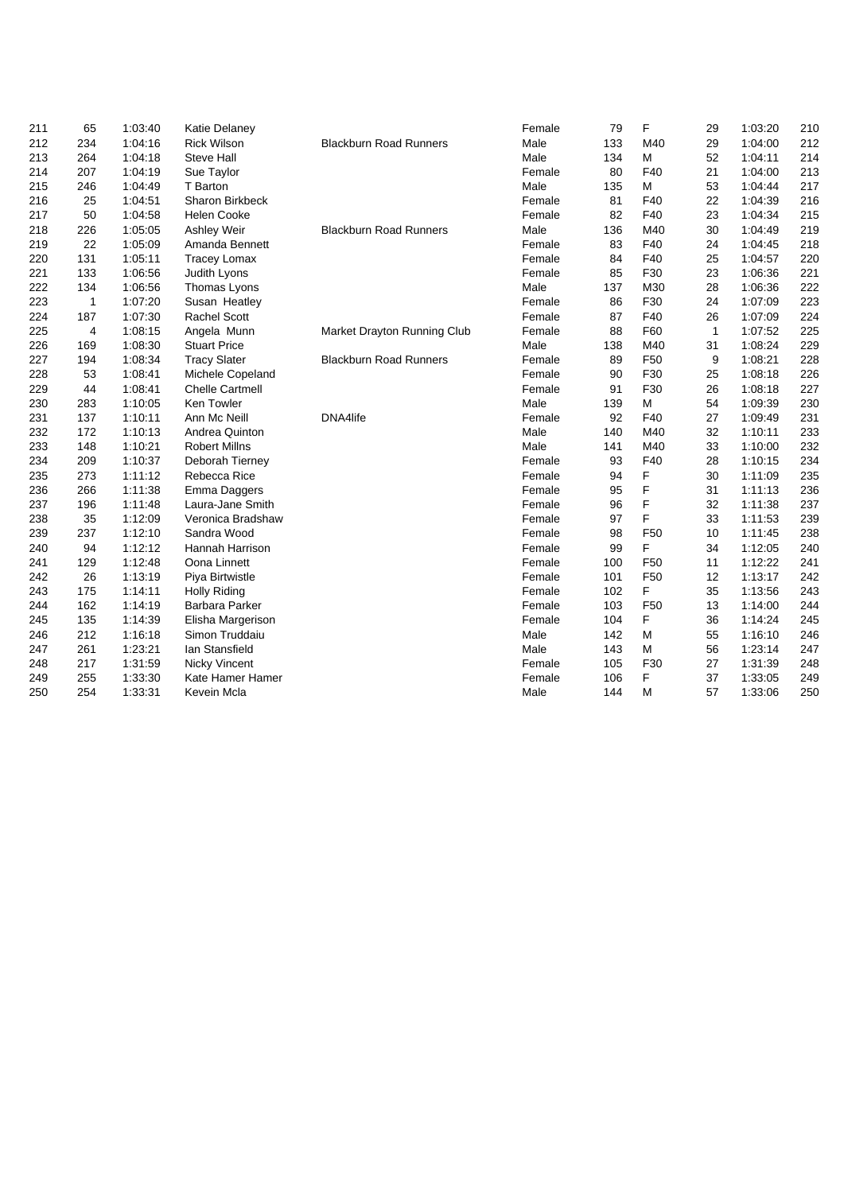| | | | | | | | | | | |
|---|---|---|---|---|---|---|---|---|---|---|
| 211 | 65 | 1:03:40 | Katie Delaney | | Female | 79 | F | 29 | 1:03:20 | 210 |
| 212 | 234 | 1:04:16 | Rick Wilson | Blackburn Road Runners | Male | 133 | M40 | 29 | 1:04:00 | 212 |
| 213 | 264 | 1:04:18 | Steve Hall | | Male | 134 | M | 52 | 1:04:11 | 214 |
| 214 | 207 | 1:04:19 | Sue Taylor | | Female | 80 | F40 | 21 | 1:04:00 | 213 |
| 215 | 246 | 1:04:49 | T Barton | | Male | 135 | M | 53 | 1:04:44 | 217 |
| 216 | 25 | 1:04:51 | Sharon Birkbeck | | Female | 81 | F40 | 22 | 1:04:39 | 216 |
| 217 | 50 | 1:04:58 | Helen Cooke | | Female | 82 | F40 | 23 | 1:04:34 | 215 |
| 218 | 226 | 1:05:05 | Ashley Weir | Blackburn Road Runners | Male | 136 | M40 | 30 | 1:04:49 | 219 |
| 219 | 22 | 1:05:09 | Amanda Bennett | | Female | 83 | F40 | 24 | 1:04:45 | 218 |
| 220 | 131 | 1:05:11 | Tracey Lomax | | Female | 84 | F40 | 25 | 1:04:57 | 220 |
| 221 | 133 | 1:06:56 | Judith Lyons | | Female | 85 | F30 | 23 | 1:06:36 | 221 |
| 222 | 134 | 1:06:56 | Thomas Lyons | | Male | 137 | M30 | 28 | 1:06:36 | 222 |
| 223 | 1 | 1:07:20 | Susan Heatley | | Female | 86 | F30 | 24 | 1:07:09 | 223 |
| 224 | 187 | 1:07:30 | Rachel Scott | | Female | 87 | F40 | 26 | 1:07:09 | 224 |
| 225 | 4 | 1:08:15 | Angela Munn | Market Drayton Running Club | Female | 88 | F60 | 1 | 1:07:52 | 225 |
| 226 | 169 | 1:08:30 | Stuart Price | | Male | 138 | M40 | 31 | 1:08:24 | 229 |
| 227 | 194 | 1:08:34 | Tracy Slater | Blackburn Road Runners | Female | 89 | F50 | 9 | 1:08:21 | 228 |
| 228 | 53 | 1:08:41 | Michele Copeland | | Female | 90 | F30 | 25 | 1:08:18 | 226 |
| 229 | 44 | 1:08:41 | Chelle Cartmell | | Female | 91 | F30 | 26 | 1:08:18 | 227 |
| 230 | 283 | 1:10:05 | Ken Towler | | Male | 139 | M | 54 | 1:09:39 | 230 |
| 231 | 137 | 1:10:11 | Ann Mc Neill | DNA4life | Female | 92 | F40 | 27 | 1:09:49 | 231 |
| 232 | 172 | 1:10:13 | Andrea Quinton | | Male | 140 | M40 | 32 | 1:10:11 | 233 |
| 233 | 148 | 1:10:21 | Robert Millns | | Male | 141 | M40 | 33 | 1:10:00 | 232 |
| 234 | 209 | 1:10:37 | Deborah Tierney | | Female | 93 | F40 | 28 | 1:10:15 | 234 |
| 235 | 273 | 1:11:12 | Rebecca Rice | | Female | 94 | F | 30 | 1:11:09 | 235 |
| 236 | 266 | 1:11:38 | Emma Daggers | | Female | 95 | F | 31 | 1:11:13 | 236 |
| 237 | 196 | 1:11:48 | Laura-Jane Smith | | Female | 96 | F | 32 | 1:11:38 | 237 |
| 238 | 35 | 1:12:09 | Veronica Bradshaw | | Female | 97 | F | 33 | 1:11:53 | 239 |
| 239 | 237 | 1:12:10 | Sandra Wood | | Female | 98 | F50 | 10 | 1:11:45 | 238 |
| 240 | 94 | 1:12:12 | Hannah Harrison | | Female | 99 | F | 34 | 1:12:05 | 240 |
| 241 | 129 | 1:12:48 | Oona Linnett | | Female | 100 | F50 | 11 | 1:12:22 | 241 |
| 242 | 26 | 1:13:19 | Piya Birtwistle | | Female | 101 | F50 | 12 | 1:13:17 | 242 |
| 243 | 175 | 1:14:11 | Holly Riding | | Female | 102 | F | 35 | 1:13:56 | 243 |
| 244 | 162 | 1:14:19 | Barbara Parker | | Female | 103 | F50 | 13 | 1:14:00 | 244 |
| 245 | 135 | 1:14:39 | Elisha Margerison | | Female | 104 | F | 36 | 1:14:24 | 245 |
| 246 | 212 | 1:16:18 | Simon Truddaiu | | Male | 142 | M | 55 | 1:16:10 | 246 |
| 247 | 261 | 1:23:21 | Ian Stansfield | | Male | 143 | M | 56 | 1:23:14 | 247 |
| 248 | 217 | 1:31:59 | Nicky Vincent | | Female | 105 | F30 | 27 | 1:31:39 | 248 |
| 249 | 255 | 1:33:30 | Kate Hamer Hamer | | Female | 106 | F | 37 | 1:33:05 | 249 |
| 250 | 254 | 1:33:31 | Kevein Mcla | | Male | 144 | M | 57 | 1:33:06 | 250 |